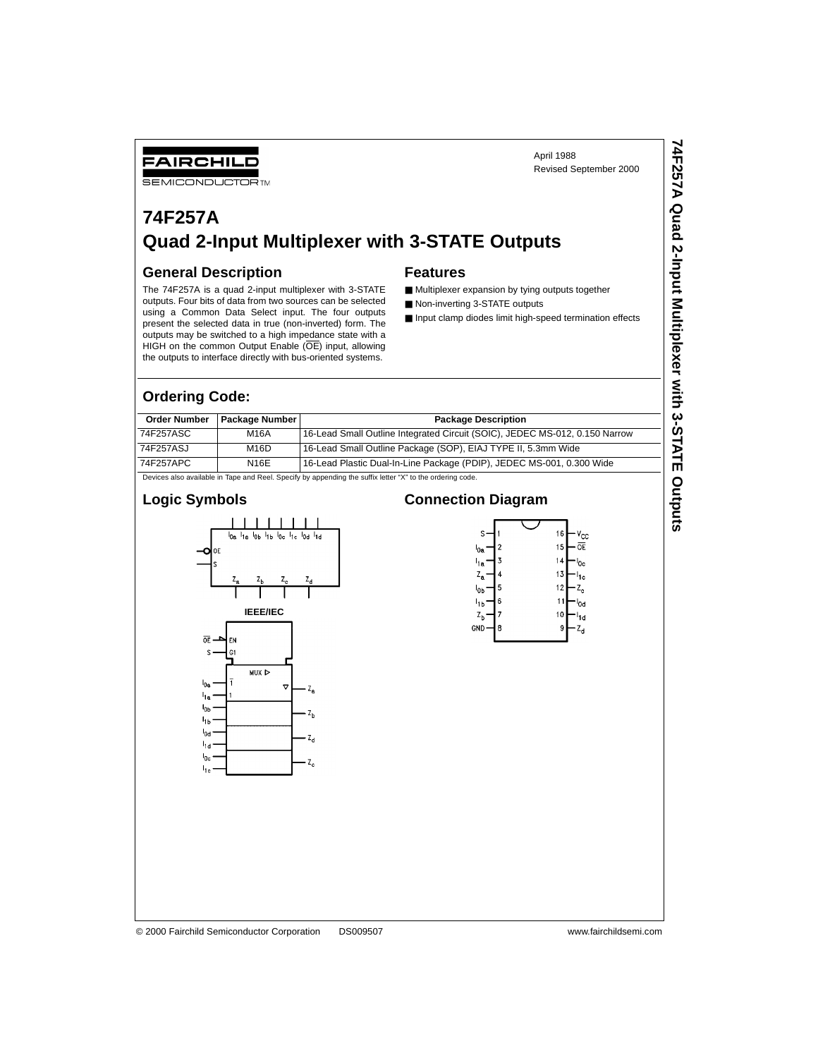FAIRCHILD SEMICONDUCTOR™

April 1988
Revised September 2000

# 74F257A
# Quad 2-Input Multiplexer with 3-STATE Outputs

## General Description

The 74F257A is a quad 2-input multiplexer with 3-STATE outputs. Four bits of data from two sources can be selected using a Common Data Select input. The four outputs present the selected data in true (non-inverted) form. The outputs may be switched to a high impedance state with a HIGH on the common Output Enable ($\overline{OE}$) input, allowing the outputs to interface directly with bus-oriented systems.

## Features

- Multiplexer expansion by tying outputs together
- Non-inverting 3-STATE outputs
- Input clamp diodes limit high-speed termination effects

## Ordering Code:

| Order Number | Package Number | Package Description |
|---|---|---|
| 74F257ASC | M16A | 16-Lead Small Outline Integrated Circuit (SOIC), JEDEC MS-012, 0.150 Narrow |
| 74F257ASJ | M16D | 16-Lead Small Outline Package (SOP), EIAJ TYPE II, 5.3mm Wide |
| 74F257APC | N16E | 16-Lead Plastic Dual-In-Line Package (PDIP), JEDEC MS-001, 0.300 Wide |

Devices also available in Tape and Reel. Specify by appending the suffix letter "X" to the ordering code.

## Logic Symbols

IEEE/IEC

## Connection Diagram

© 2000 Fairchild Semiconductor Corporation DS009507 www.fairchildsemi.com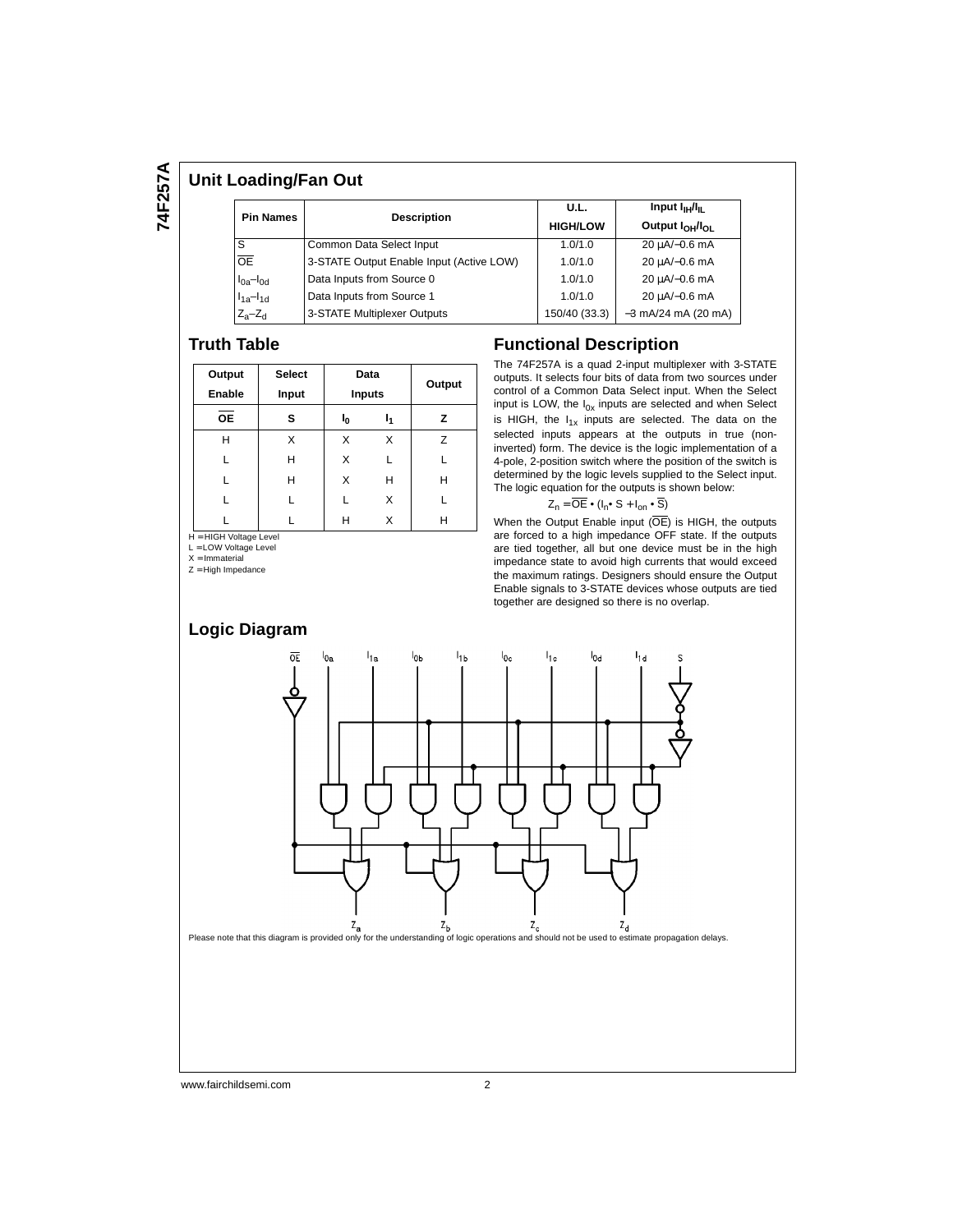## Unit Loading/Fan Out

| Pin Names | Description | U.L. HIGH/LOW | Input $I_{IH}/I_{IL}$ Output $I_{OH}/I_{OL}$ |
|---|---|---|---|
| S | Common Data Select Input | 1.0/1.0 | 20 µA/−0.6 mA |
| $\overline{OE}$ | 3-STATE Output Enable Input (Active LOW) | 1.0/1.0 | 20 µA/−0.6 mA |
| $I_{0a}$–$I_{0d}$ | Data Inputs from Source 0 | 1.0/1.0 | 20 µA/−0.6 mA |
| $I_{1a}$–$I_{1d}$ | Data Inputs from Source 1 | 1.0/1.0 | 20 µA/−0.6 mA |
| $Z_a$–$Z_d$ | 3-STATE Multiplexer Outputs | 150/40 (33.3) | −3 mA/24 mA (20 mA) |

## Truth Table

| Output Enable | Select Input | Data Inputs | | Output |
|---|---|---|---|---|
| $\overline{OE}$ | S | $I_0$ | $I_1$ | Z |
| H | X | X | X | Z |
| L | H | X | L | L |
| L | H | X | H | H |
| L | L | L | X | L |
| L | L | H | X | H |

H = HIGH Voltage Level
L = LOW Voltage Level
X = Immaterial
Z = High Impedance

## Functional Description

The 74F257A is a quad 2-input multiplexer with 3-STATE outputs. It selects four bits of data from two sources under control of a Common Data Select input. When the Select input is LOW, the $I_{0x}$ inputs are selected and when Select is HIGH, the $I_{1x}$ inputs are selected. The data on the selected inputs appears at the outputs in true (non-inverted) form. The device is the logic implementation of a 4-pole, 2-position switch where the position of the switch is determined by the logic levels supplied to the Select input. The logic equation for the outputs is shown below:

$$Z_n = \overline{OE} \bullet (I_n \bullet S + I_{on} \bullet \overline{S})$$

When the Output Enable input ($\overline{OE}$) is HIGH, the outputs are forced to a high impedance OFF state. If the outputs are tied together, all but one device must be in the high impedance state to avoid high currents that would exceed the maximum ratings. Designers should ensure the Output Enable signals to 3-STATE devices whose outputs are tied together are designed so there is no overlap.

## Logic Diagram

Please note that this diagram is provided only for the understanding of logic operations and should not be used to estimate propagation delays.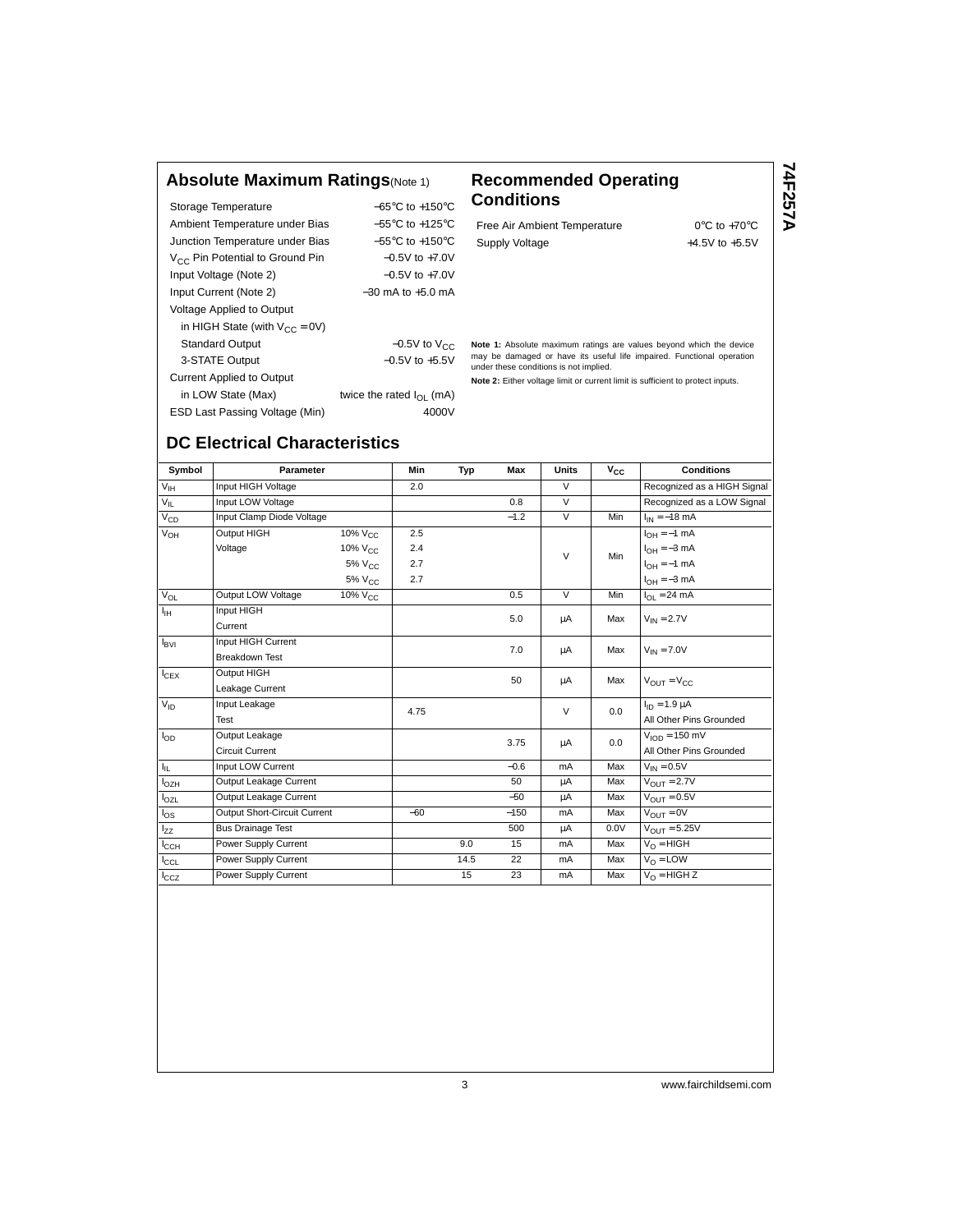## Absolute Maximum Ratings (Note 1)

| | |
|---|---|
| Storage Temperature | −65°C to +150°C |
| Ambient Temperature under Bias | −55°C to +125°C |
| Junction Temperature under Bias | −55°C to +150°C |
| $V_{CC}$ Pin Potential to Ground Pin | −0.5V to +7.0V |
| Input Voltage (Note 2) | −0.5V to +7.0V |
| Input Current (Note 2) | −30 mA to +5.0 mA |
| Voltage Applied to Output | |
| in HIGH State (with $V_{CC}$ = 0V) | |
| Standard Output | −0.5V to $V_{CC}$ |
| 3-STATE Output | −0.5V to +5.5V |
| Current Applied to Output | |
| in LOW State (Max) | twice the rated $I_{OL}$ (mA) |
| ESD Last Passing Voltage (Min) | 4000V |

## Recommended Operating Conditions

| | |
|---|---|
| Free Air Ambient Temperature | 0°C to +70°C |
| Supply Voltage | +4.5V to +5.5V |

**Note 1:** Absolute maximum ratings are values beyond which the device may be damaged or have its useful life impaired. Functional operation under these conditions is not implied.

**Note 2:** Either voltage limit or current limit is sufficient to protect inputs.

## DC Electrical Characteristics

| Symbol | Parameter | | Min | Typ | Max | Units | $V_{CC}$ | Conditions |
|---|---|---|---|---|---|---|---|---|
| $V_{IH}$ | Input HIGH Voltage | | 2.0 | | | V | | Recognized as a HIGH Signal |
| $V_{IL}$ | Input LOW Voltage | | | | 0.8 | V | | Recognized as a LOW Signal |
| $V_{CD}$ | Input Clamp Diode Voltage | | | | −1.2 | V | Min | $I_{IN}$ = −18 mA |
| $V_{OH}$ | Output HIGH Voltage | 10% $V_{CC}$ | 2.5 | | | V | Min | $I_{OH}$ = −1 mA |
| | | 10% $V_{CC}$ | 2.4 | | | | | $I_{OH}$ = −3 mA |
| | | 5% $V_{CC}$ | 2.7 | | | | | $I_{OH}$ = −1 mA |
| | | 5% $V_{CC}$ | 2.7 | | | | | $I_{OH}$ = −3 mA |
| $V_{OL}$ | Output LOW Voltage | 10% $V_{CC}$ | | | 0.5 | V | Min | $I_{OL}$ = 24 mA |
| $I_{IH}$ | Input HIGH Current | | | | 5.0 | µA | Max | $V_{IN}$ = 2.7V |
| $I_{BVI}$ | Input HIGH Current Breakdown Test | | | | 7.0 | µA | Max | $V_{IN}$ = 7.0V |
| $I_{CEX}$ | Output HIGH Leakage Current | | | | 50 | µA | Max | $V_{OUT}$ = $V_{CC}$ |
| $V_{ID}$ | Input Leakage Test | | 4.75 | | | V | 0.0 | $I_{ID}$ = 1.9 µA, All Other Pins Grounded |
| $I_{OD}$ | Output Leakage Circuit Current | | | | 3.75 | µA | 0.0 | $V_{IOD}$ = 150 mV, All Other Pins Grounded |
| $I_{IL}$ | Input LOW Current | | | | −0.6 | mA | Max | $V_{IN}$ = 0.5V |
| $I_{OZH}$ | Output Leakage Current | | | | 50 | µA | Max | $V_{OUT}$ = 2.7V |
| $I_{OZL}$ | Output Leakage Current | | | | −50 | µA | Max | $V_{OUT}$ = 0.5V |
| $I_{OS}$ | Output Short-Circuit Current | | −60 | | −150 | mA | Max | $V_{OUT}$ = 0V |
| $I_{ZZ}$ | Bus Drainage Test | | | | 500 | µA | 0.0V | $V_{OUT}$ = 5.25V |
| $I_{CCH}$ | Power Supply Current | | | 9.0 | 15 | mA | Max | $V_O$ = HIGH |
| $I_{CCL}$ | Power Supply Current | | | 14.5 | 22 | mA | Max | $V_O$ = LOW |
| $I_{CCZ}$ | Power Supply Current | | | 15 | 23 | mA | Max | $V_O$ = HIGH Z |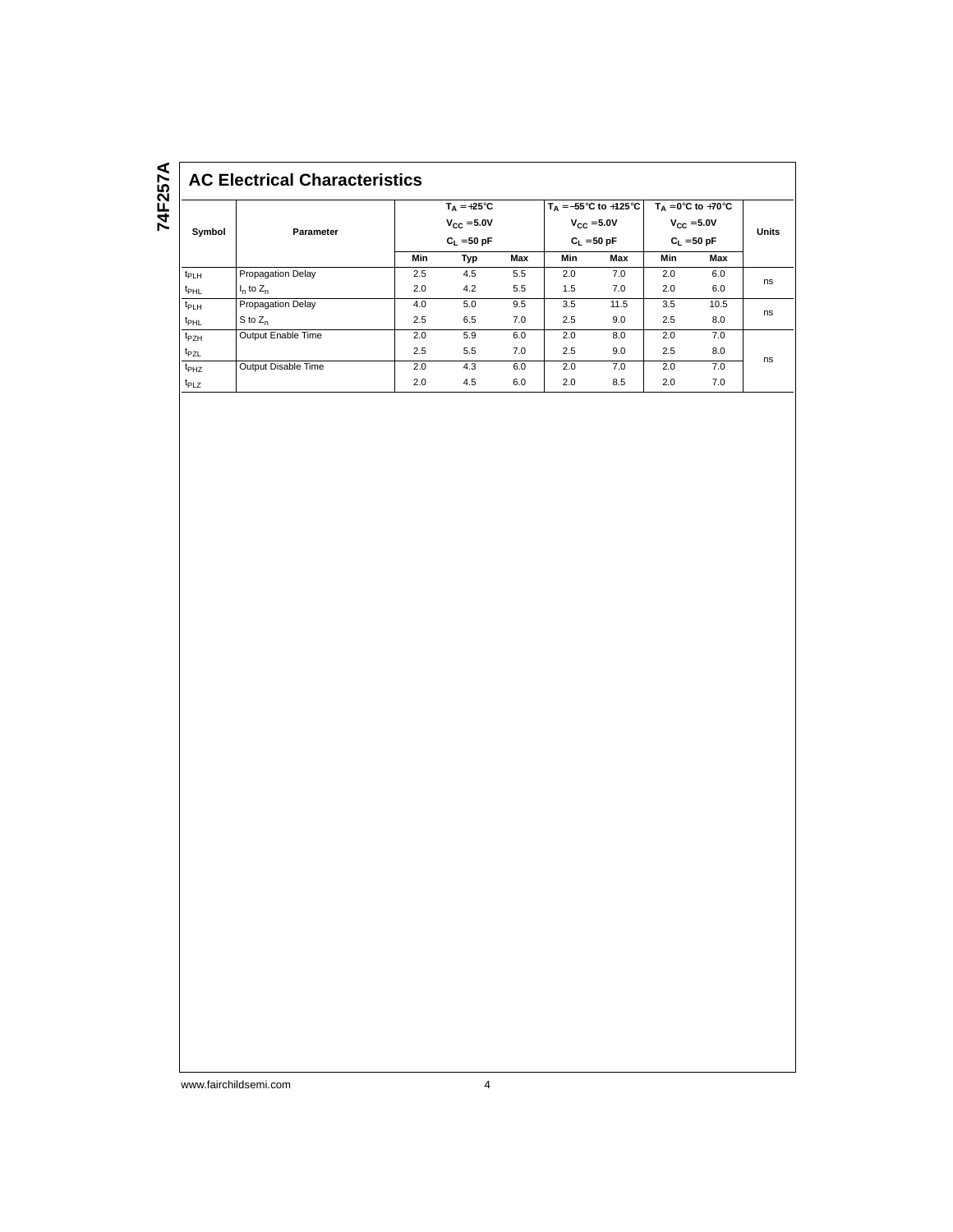## AC Electrical Characteristics

| Symbol | Parameter | $T_A = +25°C$ $V_{CC} = 5.0V$ $C_L = 50$ pF | | | $T_A = -55°C$ to $+125°C$ $V_{CC} = 5.0V$ $C_L = 50$ pF | | $T_A = 0°C$ to $+70°C$ $V_{CC} = 5.0V$ $C_L = 50$ pF | | Units |
|---|---|---|---|---|---|---|---|---|---|
| | | Min | Typ | Max | Min | Max | Min | Max | |
| $t_{PLH}$ | Propagation Delay | 2.5 | 4.5 | 5.5 | 2.0 | 7.0 | 2.0 | 6.0 | ns |
| $t_{PHL}$ | $I_n$ to $Z_n$ | 2.0 | 4.2 | 5.5 | 1.5 | 7.0 | 2.0 | 6.0 | |
| $t_{PLH}$ | Propagation Delay | 4.0 | 5.0 | 9.5 | 3.5 | 11.5 | 3.5 | 10.5 | ns |
| $t_{PHL}$ | S to $Z_n$ | 2.5 | 6.5 | 7.0 | 2.5 | 9.0 | 2.5 | 8.0 | |
| $t_{PZH}$ | Output Enable Time | 2.0 | 5.9 | 6.0 | 2.0 | 8.0 | 2.0 | 7.0 | ns |
| $t_{PZL}$ | | 2.5 | 5.5 | 7.0 | 2.5 | 9.0 | 2.5 | 8.0 | |
| $t_{PHZ}$ | Output Disable Time | 2.0 | 4.3 | 6.0 | 2.0 | 7.0 | 2.0 | 7.0 | |
| $t_{PLZ}$ | | 2.0 | 4.5 | 6.0 | 2.0 | 8.5 | 2.0 | 7.0 | |